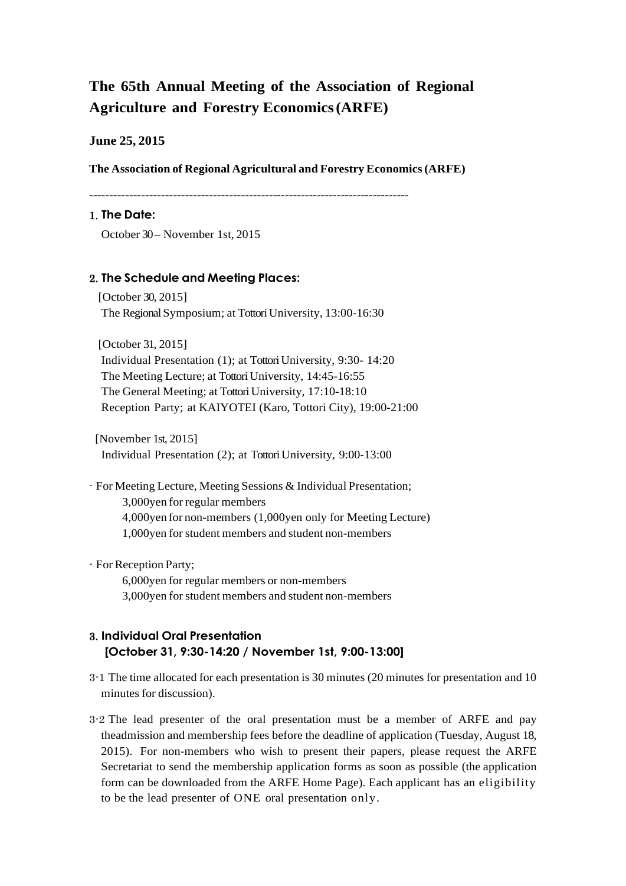# The 65th Annual Meeting of the Association of Regional Agriculture and Forestry Economics (ARFE)

**June 25, 2015**

**The Association of Regional Agricultural and Forestry Economics (ARFE)**

--------------------------------------------------------------------------------

## 1. The Date:

October 30 – November 1st, 2015

## 2. The Schedule and Meeting Places:

[October 30, 2015]
The Regional Symposium; at Tottori University, 13:00-16:30

[October 31, 2015]
Individual Presentation (1); at Tottori University, 9:30- 14:20
The Meeting Lecture; at Tottori University, 14:45-16:55
The General Meeting; at Tottori University, 17:10-18:10
Reception Party; at KAIYOTEI (Karo, Tottori City), 19:00-21:00

[November 1st, 2015]
Individual Presentation (2); at Tottori University, 9:00-13:00

- For Meeting Lecture, Meeting Sessions & Individual Presentation;
  - 3,000yen for regular members
  - 4,000yen for non-members (1,000yen only for Meeting Lecture)
  - 1,000yen for student members and student non-members

- For Reception Party;
  - 6,000yen for regular members or non-members
  - 3,000yen for student members and student non-members

## 3. Individual Oral Presentation [October 31, 9:30-14:20 / November 1st, 9:00-13:00]

3-1 The time allocated for each presentation is 30 minutes (20 minutes for presentation and 10 minutes for discussion).

3-2 The lead presenter of the oral presentation must be a member of ARFE and pay theadmission and membership fees before the deadline of application (Tuesday, August 18, 2015). For non-members who wish to present their papers, please request the ARFE Secretariat to send the membership application forms as soon as possible (the application form can be downloaded from the ARFE Home Page). Each applicant has an eligibility to be the lead presenter of ONE oral presentation only.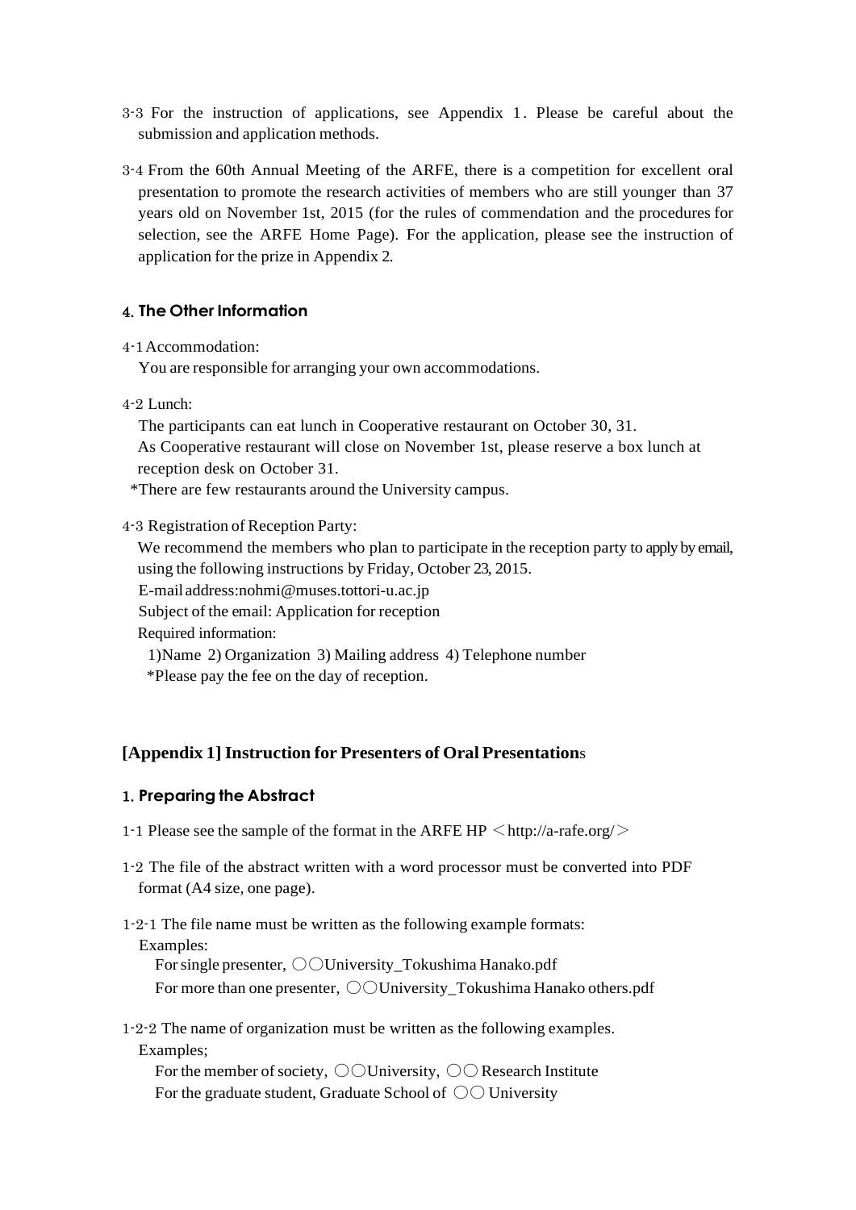3-3 For the instruction of applications, see Appendix 1. Please be careful about the submission and application methods.

3-4 From the 60th Annual Meeting of the ARFE, there is a competition for excellent oral presentation to promote the research activities of members who are still younger than 37 years old on November 1st, 2015 (for the rules of commendation and the procedures for selection, see the ARFE Home Page). For the application, please see the instruction of application for the prize in Appendix 2.

## 4. The Other Information

4-1 Accommodation:

You are responsible for arranging your own accommodations.

4-2 Lunch:

The participants can eat lunch in Cooperative restaurant on October 30, 31.
As Cooperative restaurant will close on November 1st, please reserve a box lunch at reception desk on October 31.

*There are few restaurants around the University campus.

4-3 Registration of Reception Party:

We recommend the members who plan to participate in the reception party to apply by email, using the following instructions by Friday, October 23, 2015.

E-mail address:nohmi@muses.tottori-u.ac.jp

Subject of the email: Application for reception

Required information:

1)Name 2) Organization 3) Mailing address 4) Telephone number

*Please pay the fee on the day of reception.

## [Appendix 1] Instruction for Presenters of Oral Presentations

### 1. Preparing the Abstract

1-1 Please see the sample of the format in the ARFE HP ＜http://a-rafe.org/＞

1-2 The file of the abstract written with a word processor must be converted into PDF format (A4 size, one page).

1-2-1 The file name must be written as the following example formats:

Examples:

For single presenter, ○○University_Tokushima Hanako.pdf

For more than one presenter, ○○University_Tokushima Hanako others.pdf

1-2-2 The name of organization must be written as the following examples.

Examples;

For the member of society, ○○University, ○○ Research Institute

For the graduate student, Graduate School of ○○ University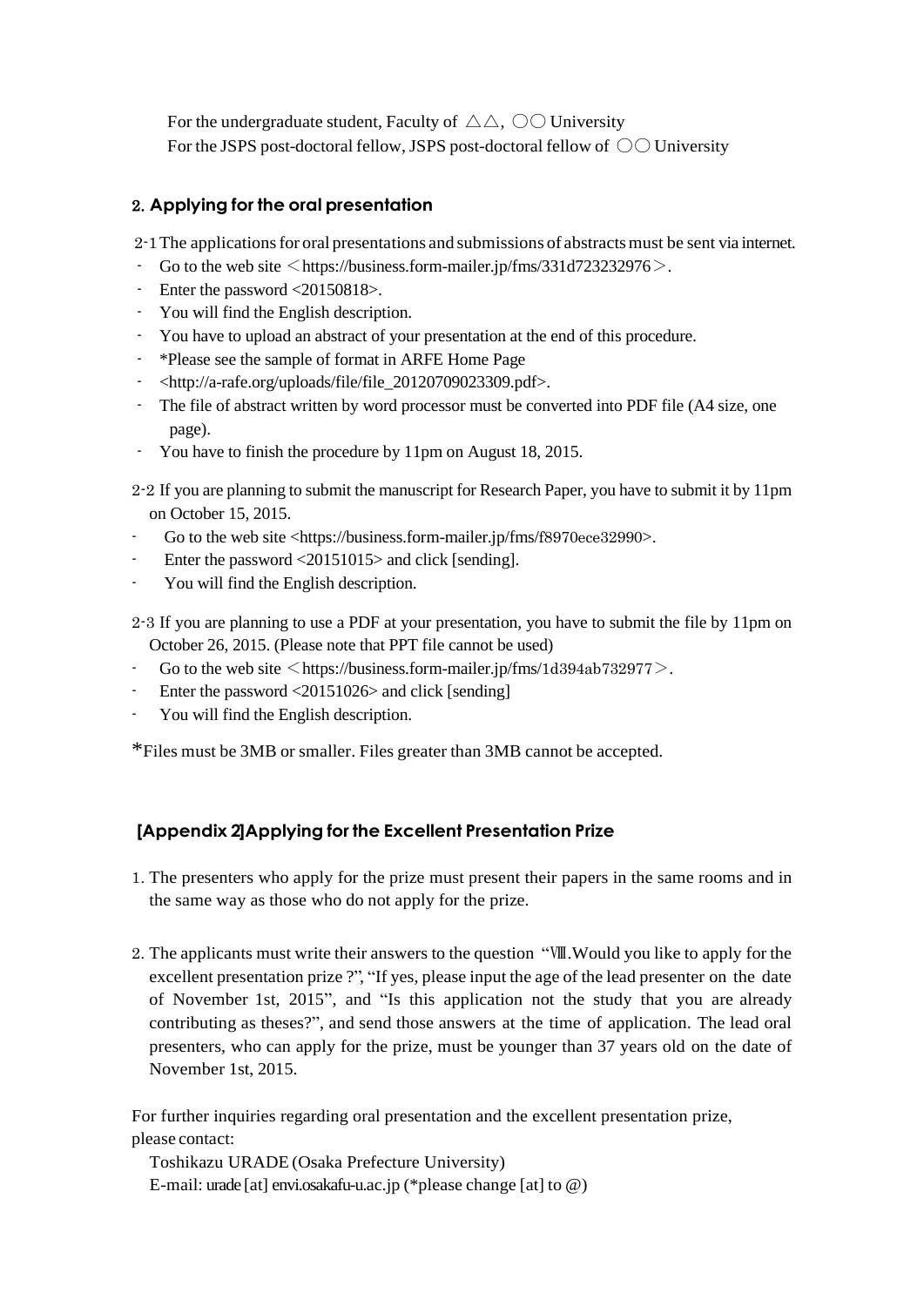For the undergraduate student, Faculty of △△, ○○ University

For the JSPS post-doctoral fellow, JSPS post-doctoral fellow of ○○ University

## 2. Applying for the oral presentation

2-1 The applications for oral presentations and submissions of abstracts must be sent via internet.

- Go to the web site ＜https://business.form-mailer.jp/fms/331d723232976＞.
- Enter the password <20150818>.
- You will find the English description.
- You have to upload an abstract of your presentation at the end of this procedure.
- *Please see the sample of format in ARFE Home Page
- <http://a-rafe.org/uploads/file/file_20120709023309.pdf>.
- The file of abstract written by word processor must be converted into PDF file (A4 size, one page).
- You have to finish the procedure by 11pm on August 18, 2015.

2-2 If you are planning to submit the manuscript for Research Paper, you have to submit it by 11pm on October 15, 2015.

- Go to the web site <https://business.form-mailer.jp/fms/f8970ece32990>.
- Enter the password <20151015> and click [sending].
- You will find the English description.

2-3 If you are planning to use a PDF at your presentation, you have to submit the file by 11pm on October 26, 2015. (Please note that PPT file cannot be used)

- Go to the web site ＜https://business.form-mailer.jp/fms/1d394ab732977＞.
- Enter the password <20151026> and click [sending]
- You will find the English description.

*Files must be 3MB or smaller. Files greater than 3MB cannot be accepted.

## [Appendix 2]Applying for the Excellent Presentation Prize

1. The presenters who apply for the prize must present their papers in the same rooms and in the same way as those who do not apply for the prize.

2. The applicants must write their answers to the question "Ⅷ.Would you like to apply for the excellent presentation prize ?", "If yes, please input the age of the lead presenter on the date of November 1st, 2015", and "Is this application not the study that you are already contributing as theses?", and send those answers at the time of application. The lead oral presenters, who can apply for the prize, must be younger than 37 years old on the date of November 1st, 2015.

For further inquiries regarding oral presentation and the excellent presentation prize, please contact:

Toshikazu URADE (Osaka Prefecture University)

E-mail: urade [at] envi.osakafu-u.ac.jp (*please change [at] to @)